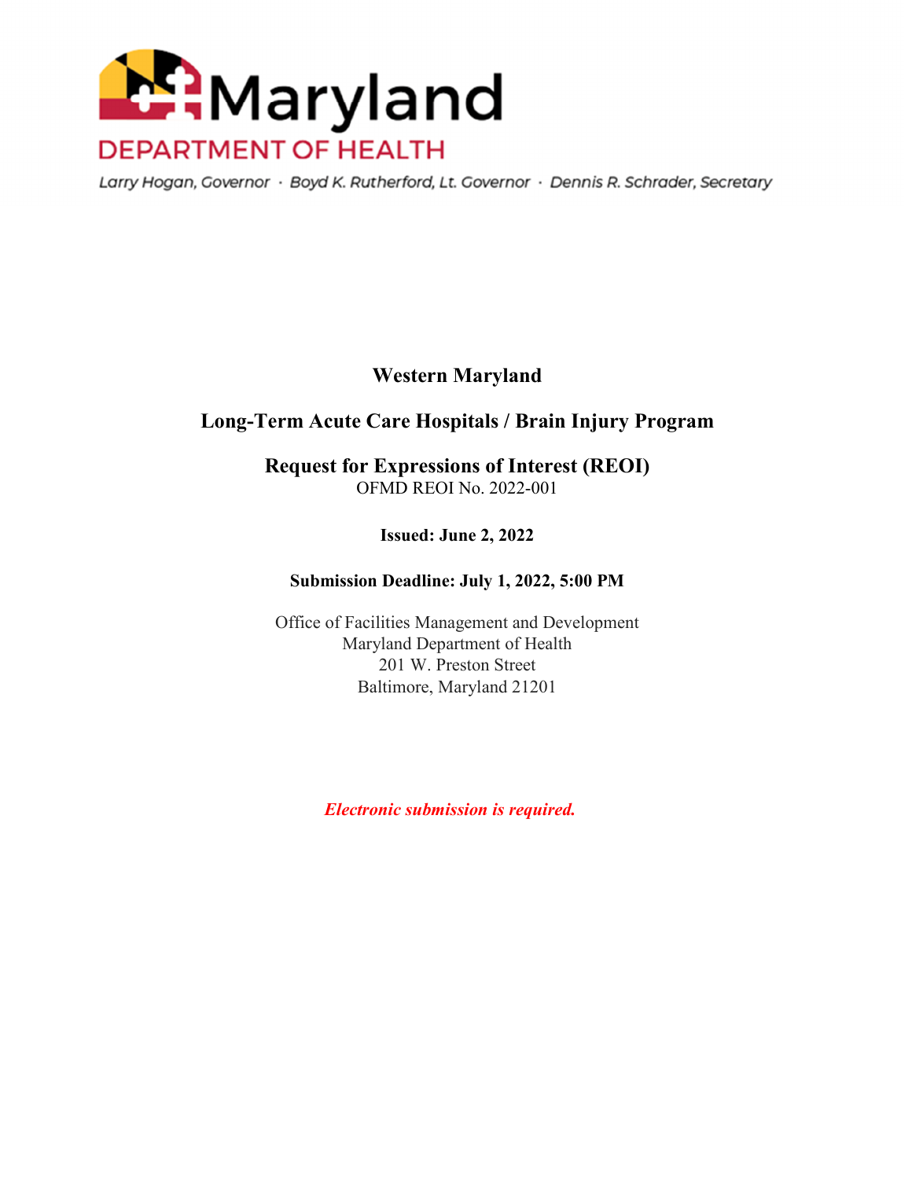Maryland

DEPARTMENT OF HEALTH

Larry Hogan, Governor · Boyd K. Rutherford, Lt. Governor · Dennis R. Schrader, Secretary

# Western Maryland

# Long-Term Acute Care Hospitals / Brain Injury Program

# Request for Expressions of Interest (REOI)

OFMD REOI No. 2022-001

**Issued: June 2, 2022**

**Submission Deadline: July 1, 2022, 5:00 PM**

Office of Facilities Management and Development
Maryland Department of Health
201 W. Preston Street
Baltimore, Maryland 21201

***Electronic submission is required.***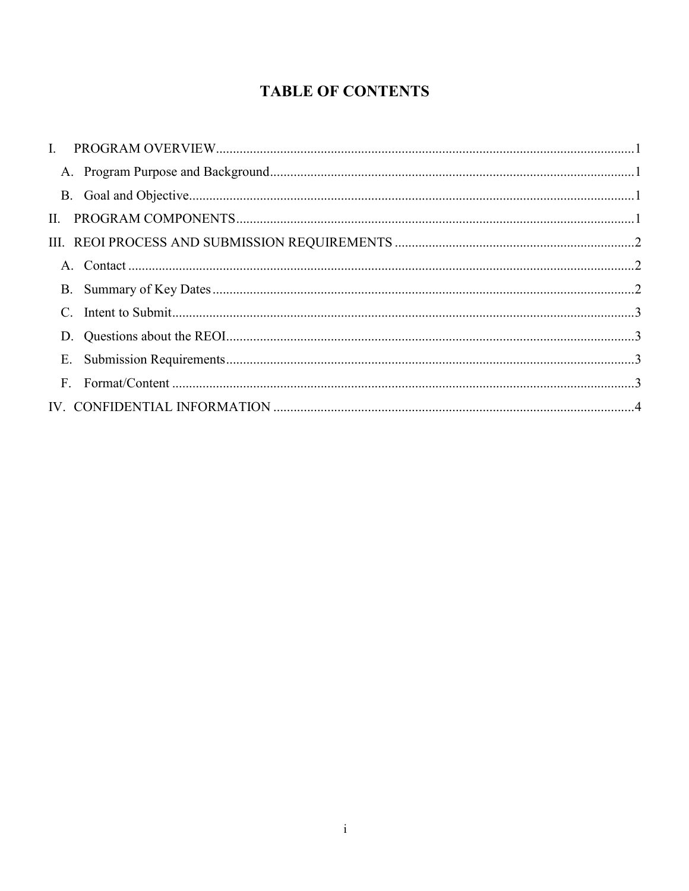# TABLE OF CONTENTS

I. PROGRAM OVERVIEW....1

&nbsp;&nbsp;&nbsp;&nbsp;A. Program Purpose and Background....1

&nbsp;&nbsp;&nbsp;&nbsp;B. Goal and Objective....1

II. PROGRAM COMPONENTS....1

III. REOI PROCESS AND SUBMISSION REQUIREMENTS....2

&nbsp;&nbsp;&nbsp;&nbsp;A. Contact....2

&nbsp;&nbsp;&nbsp;&nbsp;B. Summary of Key Dates....2

&nbsp;&nbsp;&nbsp;&nbsp;C. Intent to Submit....3

&nbsp;&nbsp;&nbsp;&nbsp;D. Questions about the REOI....3

&nbsp;&nbsp;&nbsp;&nbsp;E. Submission Requirements....3

&nbsp;&nbsp;&nbsp;&nbsp;F. Format/Content....3

IV. CONFIDENTIAL INFORMATION....4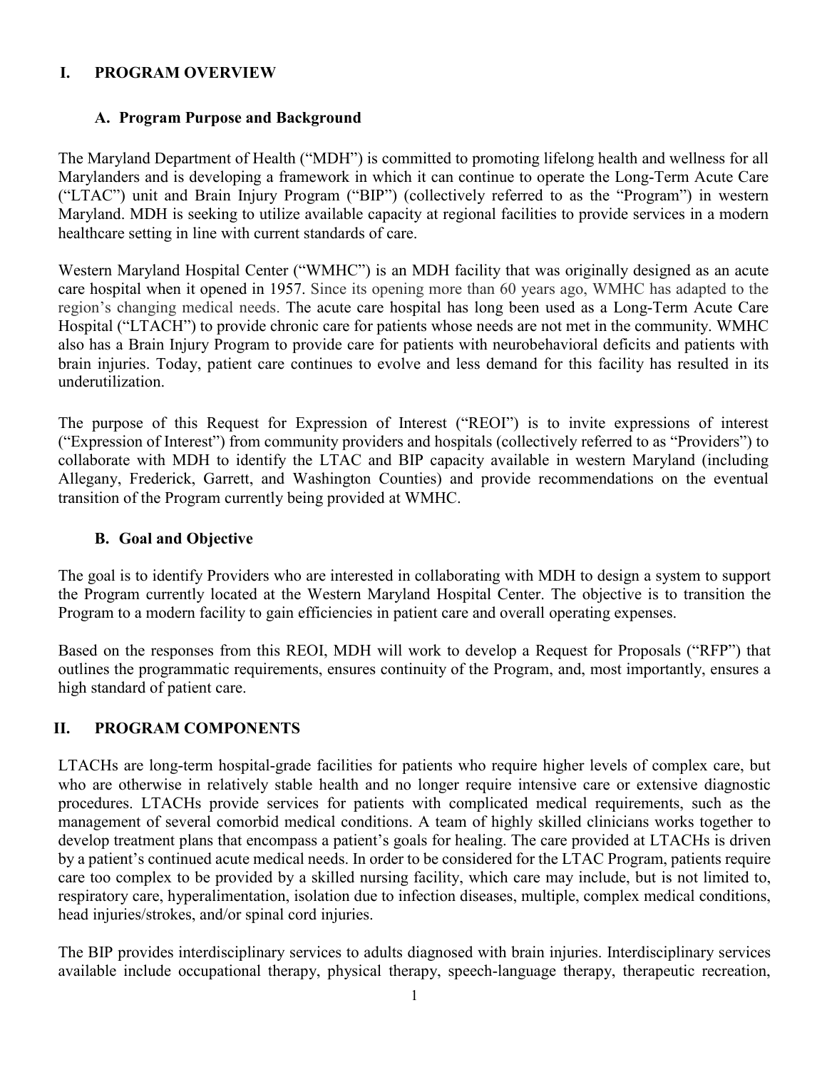## I. PROGRAM OVERVIEW

### A. Program Purpose and Background

The Maryland Department of Health ("MDH") is committed to promoting lifelong health and wellness for all Marylanders and is developing a framework in which it can continue to operate the Long-Term Acute Care ("LTAC") unit and Brain Injury Program ("BIP") (collectively referred to as the "Program") in western Maryland. MDH is seeking to utilize available capacity at regional facilities to provide services in a modern healthcare setting in line with current standards of care.

Western Maryland Hospital Center ("WMHC") is an MDH facility that was originally designed as an acute care hospital when it opened in 1957. Since its opening more than 60 years ago, WMHC has adapted to the region's changing medical needs. The acute care hospital has long been used as a Long-Term Acute Care Hospital ("LTACH") to provide chronic care for patients whose needs are not met in the community. WMHC also has a Brain Injury Program to provide care for patients with neurobehavioral deficits and patients with brain injuries. Today, patient care continues to evolve and less demand for this facility has resulted in its underutilization.

The purpose of this Request for Expression of Interest ("REOI") is to invite expressions of interest ("Expression of Interest") from community providers and hospitals (collectively referred to as "Providers") to collaborate with MDH to identify the LTAC and BIP capacity available in western Maryland (including Allegany, Frederick, Garrett, and Washington Counties) and provide recommendations on the eventual transition of the Program currently being provided at WMHC.

### B. Goal and Objective

The goal is to identify Providers who are interested in collaborating with MDH to design a system to support the Program currently located at the Western Maryland Hospital Center. The objective is to transition the Program to a modern facility to gain efficiencies in patient care and overall operating expenses.

Based on the responses from this REOI, MDH will work to develop a Request for Proposals ("RFP") that outlines the programmatic requirements, ensures continuity of the Program, and, most importantly, ensures a high standard of patient care.

## II. PROGRAM COMPONENTS

LTACHs are long-term hospital-grade facilities for patients who require higher levels of complex care, but who are otherwise in relatively stable health and no longer require intensive care or extensive diagnostic procedures. LTACHs provide services for patients with complicated medical requirements, such as the management of several comorbid medical conditions. A team of highly skilled clinicians works together to develop treatment plans that encompass a patient's goals for healing. The care provided at LTACHs is driven by a patient's continued acute medical needs. In order to be considered for the LTAC Program, patients require care too complex to be provided by a skilled nursing facility, which care may include, but is not limited to, respiratory care, hyperalimentation, isolation due to infection diseases, multiple, complex medical conditions, head injuries/strokes, and/or spinal cord injuries.

The BIP provides interdisciplinary services to adults diagnosed with brain injuries. Interdisciplinary services available include occupational therapy, physical therapy, speech-language therapy, therapeutic recreation,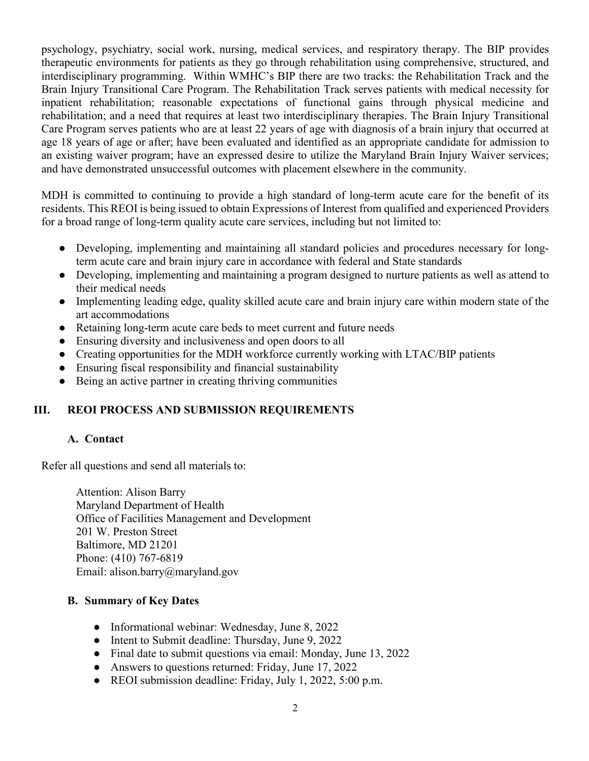psychology, psychiatry, social work, nursing, medical services, and respiratory therapy. The BIP provides therapeutic environments for patients as they go through rehabilitation using comprehensive, structured, and interdisciplinary programming. Within WMHC's BIP there are two tracks: the Rehabilitation Track and the Brain Injury Transitional Care Program. The Rehabilitation Track serves patients with medical necessity for inpatient rehabilitation; reasonable expectations of functional gains through physical medicine and rehabilitation; and a need that requires at least two interdisciplinary therapies. The Brain Injury Transitional Care Program serves patients who are at least 22 years of age with diagnosis of a brain injury that occurred at age 18 years of age or after; have been evaluated and identified as an appropriate candidate for admission to an existing waiver program; have an expressed desire to utilize the Maryland Brain Injury Waiver services; and have demonstrated unsuccessful outcomes with placement elsewhere in the community.

MDH is committed to continuing to provide a high standard of long-term acute care for the benefit of its residents. This REOI is being issued to obtain Expressions of Interest from qualified and experienced Providers for a broad range of long-term quality acute care services, including but not limited to:

- Developing, implementing and maintaining all standard policies and procedures necessary for long-term acute care and brain injury care in accordance with federal and State standards
- Developing, implementing and maintaining a program designed to nurture patients as well as attend to their medical needs
- Implementing leading edge, quality skilled acute care and brain injury care within modern state of the art accommodations
- Retaining long-term acute care beds to meet current and future needs
- Ensuring diversity and inclusiveness and open doors to all
- Creating opportunities for the MDH workforce currently working with LTAC/BIP patients
- Ensuring fiscal responsibility and financial sustainability
- Being an active partner in creating thriving communities

## III. REOI PROCESS AND SUBMISSION REQUIREMENTS

### A. Contact

Refer all questions and send all materials to:

Attention: Alison Barry
Maryland Department of Health
Office of Facilities Management and Development
201 W. Preston Street
Baltimore, MD 21201
Phone: (410) 767-6819
Email: alison.barry@maryland.gov

### B. Summary of Key Dates

- Informational webinar: Wednesday, June 8, 2022
- Intent to Submit deadline: Thursday, June 9, 2022
- Final date to submit questions via email: Monday, June 13, 2022
- Answers to questions returned: Friday, June 17, 2022
- REOI submission deadline: Friday, July 1, 2022, 5:00 p.m.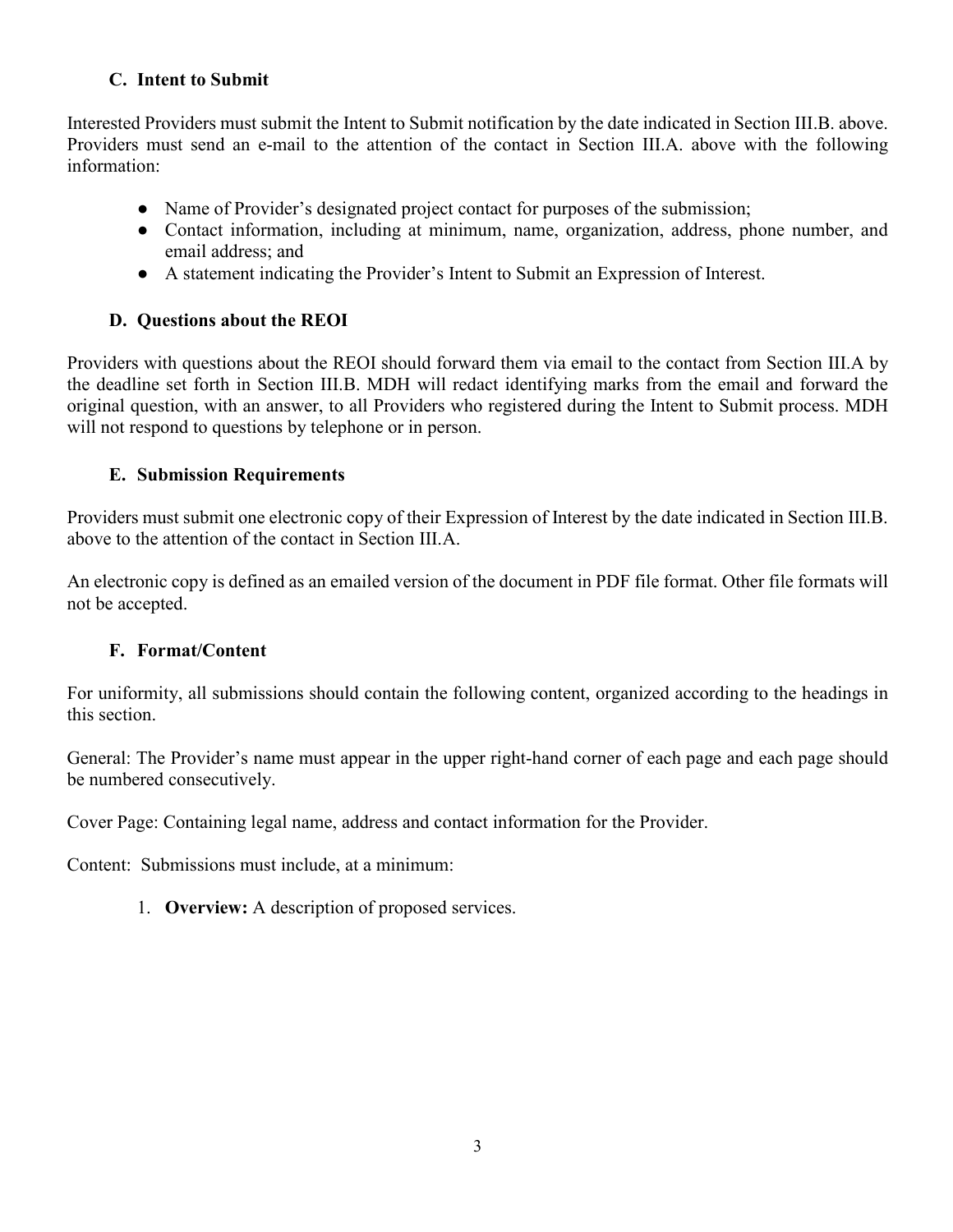### C. Intent to Submit

Interested Providers must submit the Intent to Submit notification by the date indicated in Section III.B. above. Providers must send an e-mail to the attention of the contact in Section III.A. above with the following information:

- Name of Provider's designated project contact for purposes of the submission;
- Contact information, including at minimum, name, organization, address, phone number, and email address; and
- A statement indicating the Provider's Intent to Submit an Expression of Interest.

### D. Questions about the REOI

Providers with questions about the REOI should forward them via email to the contact from Section III.A by the deadline set forth in Section III.B. MDH will redact identifying marks from the email and forward the original question, with an answer, to all Providers who registered during the Intent to Submit process. MDH will not respond to questions by telephone or in person.

### E. Submission Requirements

Providers must submit one electronic copy of their Expression of Interest by the date indicated in Section III.B. above to the attention of the contact in Section III.A.

An electronic copy is defined as an emailed version of the document in PDF file format. Other file formats will not be accepted.

### F. Format/Content

For uniformity, all submissions should contain the following content, organized according to the headings in this section.

General: The Provider's name must appear in the upper right-hand corner of each page and each page should be numbered consecutively.

Cover Page: Containing legal name, address and contact information for the Provider.

Content: Submissions must include, at a minimum:

1. **Overview:** A description of proposed services.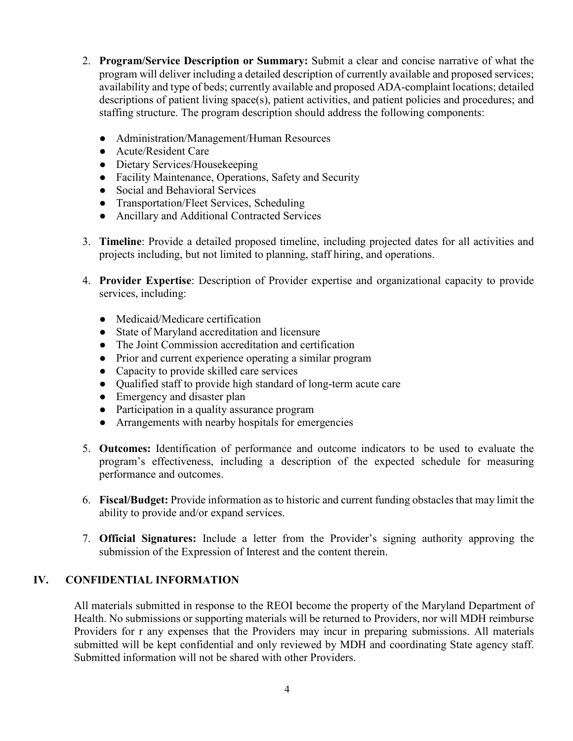2. **Program/Service Description or Summary:** Submit a clear and concise narrative of what the program will deliver including a detailed description of currently available and proposed services; availability and type of beds; currently available and proposed ADA-complaint locations; detailed descriptions of patient living space(s), patient activities, and patient policies and procedures; and staffing structure. The program description should address the following components:

   - Administration/Management/Human Resources
   - Acute/Resident Care
   - Dietary Services/Housekeeping
   - Facility Maintenance, Operations, Safety and Security
   - Social and Behavioral Services
   - Transportation/Fleet Services, Scheduling
   - Ancillary and Additional Contracted Services

3. **Timeline**: Provide a detailed proposed timeline, including projected dates for all activities and projects including, but not limited to planning, staff hiring, and operations.

4. **Provider Expertise**: Description of Provider expertise and organizational capacity to provide services, including:

   - Medicaid/Medicare certification
   - State of Maryland accreditation and licensure
   - The Joint Commission accreditation and certification
   - Prior and current experience operating a similar program
   - Capacity to provide skilled care services
   - Qualified staff to provide high standard of long-term acute care
   - Emergency and disaster plan
   - Participation in a quality assurance program
   - Arrangements with nearby hospitals for emergencies

5. **Outcomes:** Identification of performance and outcome indicators to be used to evaluate the program's effectiveness, including a description of the expected schedule for measuring performance and outcomes.

6. **Fiscal/Budget:** Provide information as to historic and current funding obstacles that may limit the ability to provide and/or expand services.

7. **Official Signatures:** Include a letter from the Provider's signing authority approving the submission of the Expression of Interest and the content therein.

## IV. CONFIDENTIAL INFORMATION

All materials submitted in response to the REOI become the property of the Maryland Department of Health. No submissions or supporting materials will be returned to Providers, nor will MDH reimburse Providers for r any expenses that the Providers may incur in preparing submissions. All materials submitted will be kept confidential and only reviewed by MDH and coordinating State agency staff. Submitted information will not be shared with other Providers.